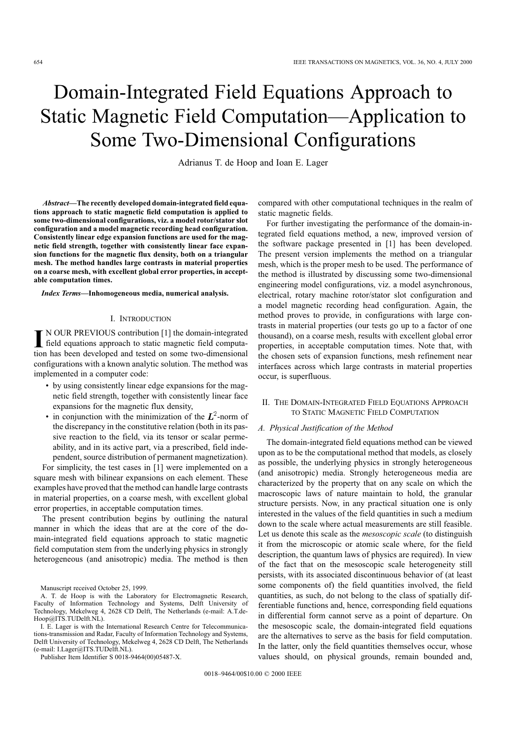# Domain-Integrated Field Equations Approach to Static Magnetic Field Computation—Application to Some Two-Dimensional Configurations

Adrianus T. de Hoop and Ioan E. Lager

***Abstract*—The recently developed domain-integrated field equations approach to static magnetic field computation is applied to some two-dimensional configurations, viz. a model rotor/stator slot configuration and a model magnetic recording head configuration. Consistently linear edge expansion functions are used for the magnetic field strength, together with consistently linear face expansion functions for the magnetic flux density, both on a triangular mesh. The method handles large contrasts in material properties on a coarse mesh, with excellent global error properties, in acceptable computation times.**

***Index Terms*—Inhomogeneous media, numerical analysis.**

## I. Introduction

In OUR PREVIOUS contribution [1] the domain-integrated field equations approach to static magnetic field computation has been developed and tested on some two-dimensional configurations with a known analytic solution. The method was implemented in a computer code:

- by using consistently linear edge expansions for the magnetic field strength, together with consistently linear face expansions for the magnetic flux density,
- in conjunction with the minimization of the $L^2$-norm of the discrepancy in the constitutive relation (both in its passive reaction to the field, via its tensor or scalar permeability, and in its active part, via a prescribed, field independent, source distribution of permanent magnetization).

For simplicity, the test cases in [1] were implemented on a square mesh with bilinear expansions on each element. These examples have proved that the method can handle large contrasts in material properties, on a coarse mesh, with excellent global error properties, in acceptable computation times.

The present contribution begins by outlining the natural manner in which the ideas that are at the core of the domain-integrated field equations approach to static magnetic field computation stem from the underlying physics in strongly heterogeneous (and anisotropic) media. The method is then compared with other computational techniques in the realm of static magnetic fields.

For further investigating the performance of the domain-integrated field equations method, a new, improved version of the software package presented in [1] has been developed. The present version implements the method on a triangular mesh, which is the proper mesh to be used. The performance of the method is illustrated by discussing some two-dimensional engineering model configurations, viz. a model asynchronous, electrical, rotary machine rotor/stator slot configuration and a model magnetic recording head configuration. Again, the method proves to provide, in configurations with large contrasts in material properties (our tests go up to a factor of one thousand), on a coarse mesh, results with excellent global error properties, in acceptable computation times. Note that, with the chosen sets of expansion functions, mesh refinement near interfaces across which large contrasts in material properties occur, is superfluous.

## II. The Domain-Integrated Field Equations Approach to Static Magnetic Field Computation

### A. Physical Justification of the Method

The domain-integrated field equations method can be viewed upon as to be the computational method that models, as closely as possible, the underlying physics in strongly heterogeneous (and anisotropic) media. Strongly heterogeneous media are characterized by the property that on any scale on which the macroscopic laws of nature maintain to hold, the granular structure persists. Now, in any practical situation one is only interested in the values of the field quantities in such a medium down to the scale where actual measurements are still feasible. Let us denote this scale as the *mesoscopic scale* (to distinguish it from the microscopic or atomic scale where, for the field description, the quantum laws of physics are required). In view of the fact that on the mesoscopic scale heterogeneity still persists, with its associated discontinuous behavior of (at least some components of) the field quantities involved, the field quantities, as such, do not belong to the class of spatially differentiable functions and, hence, corresponding field equations in differential form cannot serve as a point of departure. On the mesoscopic scale, the domain-integrated field equations are the alternatives to serve as the basis for field computation. In the latter, only the field quantities themselves occur, whose values should, on physical grounds, remain bounded and,

Manuscript received October 25, 1999.

A. T. de Hoop is with the Laboratory for Electromagnetic Research, Faculty of Information Technology and Systems, Delft University of Technology, Mekelweg 4, 2628 CD Delft, The Netherlands (e-mail: A.T.deHoop@ITS.TUDelft.NL).

I. E. Lager is with the International Research Centre for Telecommunications-transmission and Radar, Faculty of Information Technology and Systems, Delft University of Technology, Mekelweg 4, 2628 CD Delft, The Netherlands (e-mail: I.Lager@ITS.TUDelft.NL).

Publisher Item Identifier S 0018-9464(00)05487-X.

0018–9464/00$10.00 © 2000 IEEE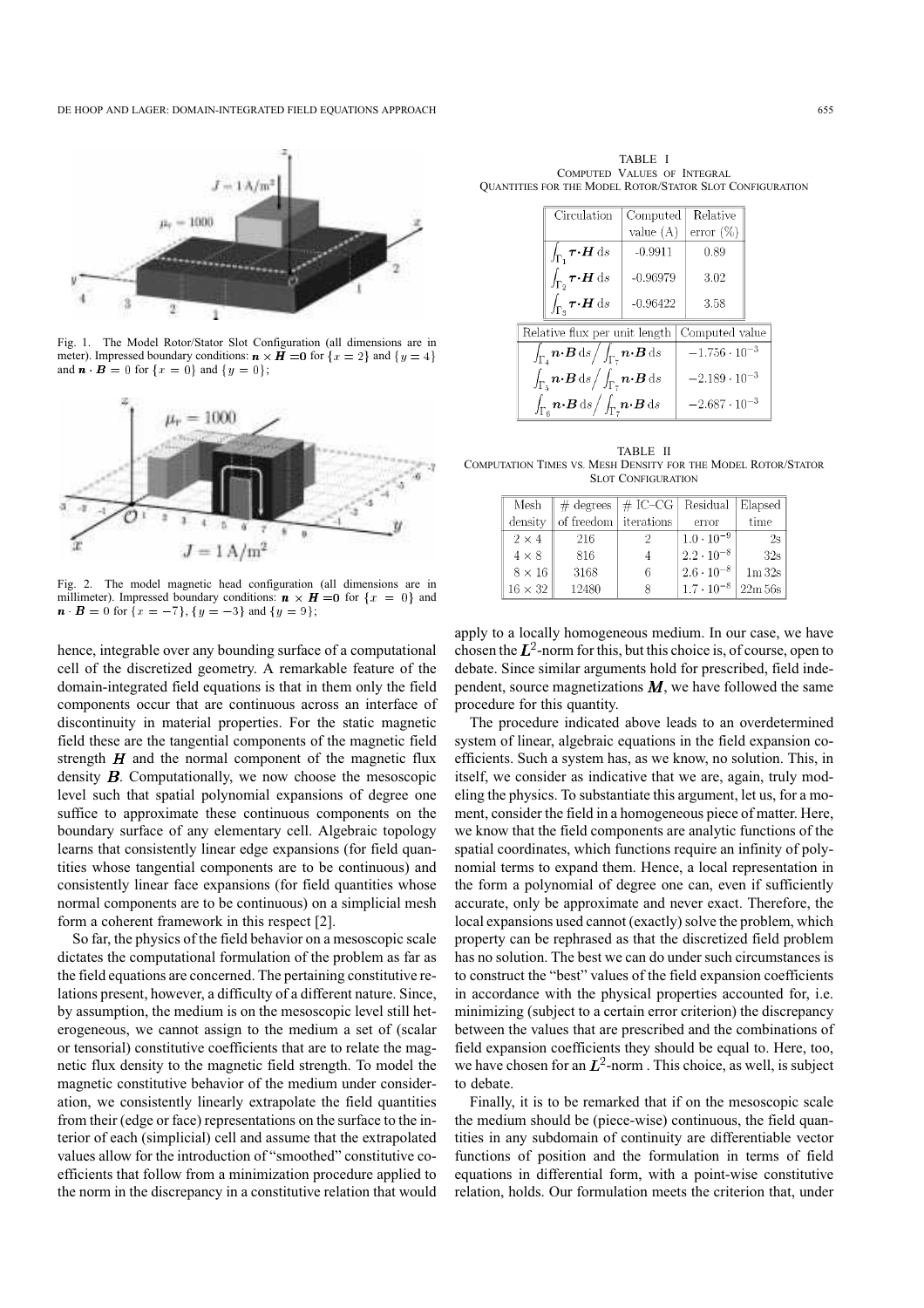Fig. 1. The Model Rotor/Stator Slot Configuration (all dimensions are in meter). Impressed boundary conditions: $\boldsymbol{n} \times \boldsymbol{H} = \boldsymbol{0}$ for $\{x = 2\}$ and $\{y = 4\}$ and $\boldsymbol{n} \cdot \boldsymbol{B} = 0$ for $\{x = 0\}$ and $\{y = 0\}$;

Fig. 2. The model magnetic head configuration (all dimensions are in millimeter). Impressed boundary conditions: $\boldsymbol{n} \times \boldsymbol{H} = \boldsymbol{0}$ for $\{x = 0\}$ and $\boldsymbol{n} \cdot \boldsymbol{B} = 0$ for $\{x = -7\}$, $\{y = -3\}$ and $\{y = 9\}$;

hence, integrable over any bounding surface of a computational cell of the discretized geometry. A remarkable feature of the domain-integrated field equations is that in them only the field components occur that are continuous across an interface of discontinuity in material properties. For the static magnetic field these are the tangential components of the magnetic field strength $\boldsymbol{H}$ and the normal component of the magnetic flux density $\boldsymbol{B}$. Computationally, we now choose the mesoscopic level such that spatial polynomial expansions of degree one suffice to approximate these continuous components on the boundary surface of any elementary cell. Algebraic topology learns that consistently linear edge expansions (for field quantities whose tangential components are to be continuous) and consistently linear face expansions (for field quantities whose normal components are to be continuous) on a simplicial mesh form a coherent framework in this respect [2].

So far, the physics of the field behavior on a mesoscopic scale dictates the computational formulation of the problem as far as the field equations are concerned. The pertaining constitutive relations present, however, a difficulty of a different nature. Since, by assumption, the medium is on the mesoscopic level still heterogeneous, we cannot assign to the medium a set of (scalar or tensorial) constitutive coefficients that are to relate the magnetic flux density to the magnetic field strength. To model the magnetic constitutive behavior of the medium under consideration, we consistently linearly extrapolate the field quantities from their (edge or face) representations on the surface to the interior of each (simplicial) cell and assume that the extrapolated values allow for the introduction of "smoothed" constitutive coefficients that follow from a minimization procedure applied to the norm in the discrepancy in a constitutive relation that would apply to a locally homogeneous medium. In our case, we have chosen the $\boldsymbol{L}^2$-norm for this, but this choice is, of course, open to debate. Since similar arguments hold for prescribed, field independent, source magnetizations $\boldsymbol{M}$, we have followed the same procedure for this quantity.

The procedure indicated above leads to an overdetermined system of linear, algebraic equations in the field expansion coefficients. Such a system has, as we know, no solution. This, in itself, we consider as indicative that we are, again, truly modeling the physics. To substantiate this argument, let us, for a moment, consider the field in a homogeneous piece of matter. Here, we know that the field components are analytic functions of the spatial coordinates, which functions require an infinity of polynomial terms to expand them. Hence, a local representation in the form a polynomial of degree one can, even if sufficiently accurate, only be approximate and never exact. Therefore, the local expansions used cannot (exactly) solve the problem, which property can be rephrased as that the discretized field problem has no solution. The best we can do under such circumstances is to construct the "best" values of the field expansion coefficients in accordance with the physical properties accounted for, i.e. minimizing (subject to a certain error criterion) the discrepancy between the values that are prescribed and the combinations of field expansion coefficients they should be equal to. Here, too, we have chosen for an $\boldsymbol{L}^2$-norm. This choice, as well, is subject to debate.

Finally, it is to be remarked that if on the mesoscopic scale the medium should be (piece-wise) continuous, the field quantities in any subdomain of continuity are differentiable vector functions of position and the formulation in terms of field equations in differential form, with a point-wise constitutive relation, holds. Our formulation meets the criterion that, under

TABLE I
COMPUTED VALUES OF INTEGRAL QUANTITIES FOR THE MODEL ROTOR/STATOR SLOT CONFIGURATION

| Circulation | Computed value (A) | Relative error (%) |
|---|---|---|
| $\int_{\Gamma_1} \boldsymbol{\tau} \cdot \boldsymbol{H} \, \mathrm{d}s$ | -0.9911 | 0.89 |
| $\int_{\Gamma_2} \boldsymbol{\tau} \cdot \boldsymbol{H} \, \mathrm{d}s$ | -0.96979 | 3.02 |
| $\int_{\Gamma_3} \boldsymbol{\tau} \cdot \boldsymbol{H} \, \mathrm{d}s$ | -0.96422 | 3.58 |

| Relative flux per unit length | Computed value |
|---|---|
| $\int_{\Gamma_4} \boldsymbol{n} \cdot \boldsymbol{B} \, \mathrm{d}s \Big/ \int_{\Gamma_7} \boldsymbol{n} \cdot \boldsymbol{B} \, \mathrm{d}s$ | $-1.756 \cdot 10^{-3}$ |
| $\int_{\Gamma_5} \boldsymbol{n} \cdot \boldsymbol{B} \, \mathrm{d}s \Big/ \int_{\Gamma_7} \boldsymbol{n} \cdot \boldsymbol{B} \, \mathrm{d}s$ | $-2.189 \cdot 10^{-3}$ |
| $\int_{\Gamma_6} \boldsymbol{n} \cdot \boldsymbol{B} \, \mathrm{d}s \Big/ \int_{\Gamma_7} \boldsymbol{n} \cdot \boldsymbol{B} \, \mathrm{d}s$ | $-2.687 \cdot 10^{-3}$ |

TABLE II
COMPUTATION TIMES VS. MESH DENSITY FOR THE MODEL ROTOR/STATOR SLOT CONFIGURATION

| Mesh density | # degrees of freedom | # IC–CG iterations | Residual error | Elapsed time |
|---|---|---|---|---|
| $2 \times 4$ | 216 | 2 | $1.0 \cdot 10^{-9}$ | 2s |
| $4 \times 8$ | 816 | 4 | $2.2 \cdot 10^{-8}$ | 32s |
| $8 \times 16$ | 3168 | 6 | $2.6 \cdot 10^{-8}$ | 1m 32s |
| $16 \times 32$ | 12480 | 8 | $1.7 \cdot 10^{-8}$ | 22m 56s |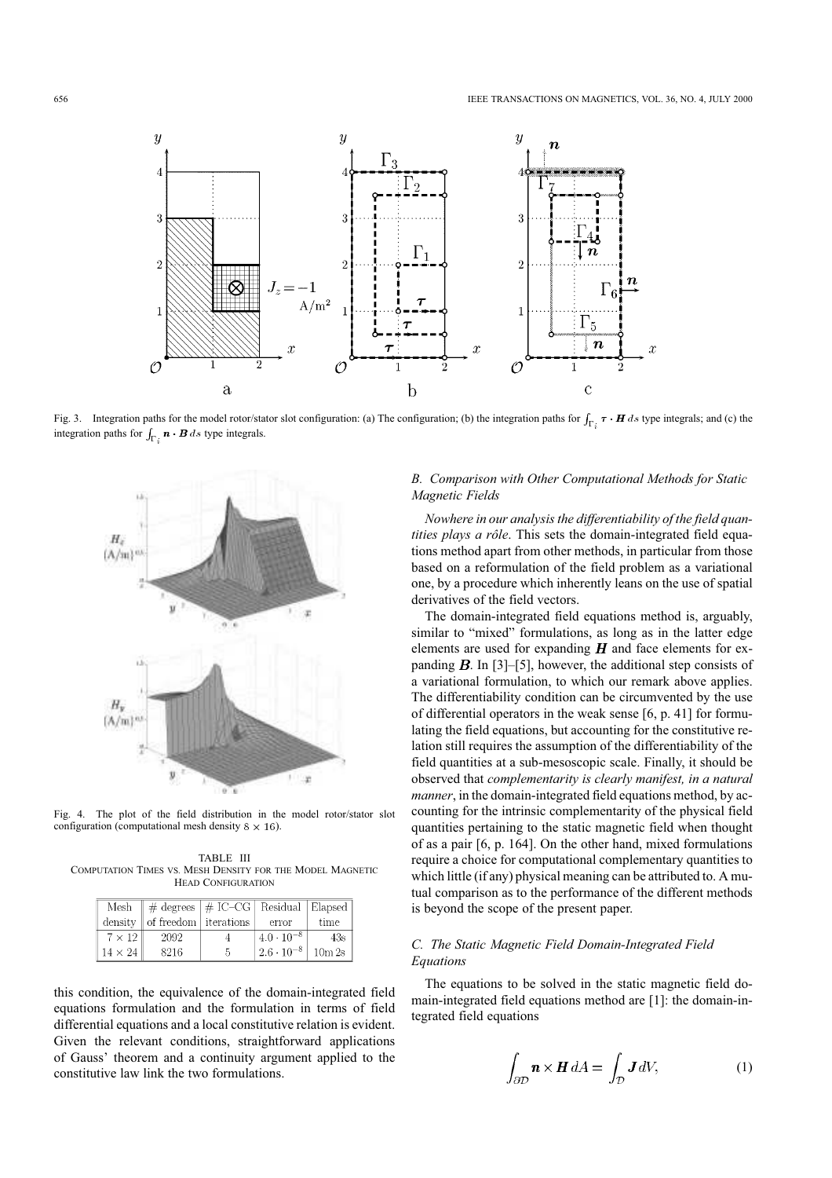Fig. 3. Integration paths for the model rotor/stator slot configuration: (a) The configuration; (b) the integration paths for $\int_{\Gamma_i} \boldsymbol{\tau} \cdot \boldsymbol{H}\, ds$ type integrals; and (c) the integration paths for $\int_{\Gamma_i} \boldsymbol{n} \cdot \boldsymbol{B}\, ds$ type integrals.

Fig. 4. The plot of the field distribution in the model rotor/stator slot configuration (computational mesh density $8 \times 16$).

TABLE III
COMPUTATION TIMES VS. MESH DENSITY FOR THE MODEL MAGNETIC HEAD CONFIGURATION

| Mesh density | # degrees of freedom | # IC-CG iterations | Residual error | Elapsed time |
|---|---|---|---|---|
| $7 \times 12$ | 2092 | 4 | $4.0 \cdot 10^{-8}$ | 43s |
| $14 \times 24$ | 8216 | 5 | $2.6 \cdot 10^{-8}$ | 10m 2s |

this condition, the equivalence of the domain-integrated field equations formulation and the formulation in terms of field differential equations and a local constitutive relation is evident. Given the relevant conditions, straightforward applications of Gauss' theorem and a continuity argument applied to the constitutive law link the two formulations.

### B. Comparison with Other Computational Methods for Static Magnetic Fields

*Nowhere in our analysis the differentiability of the field quantities plays a rôle*. This sets the domain-integrated field equations method apart from other methods, in particular from those based on a reformulation of the field problem as a variational one, by a procedure which inherently leans on the use of spatial derivatives of the field vectors.

The domain-integrated field equations method is, arguably, similar to "mixed" formulations, as long as in the latter edge elements are used for expanding $\boldsymbol{H}$ and face elements for expanding $\boldsymbol{B}$. In [3]–[5], however, the additional step consists of a variational formulation, to which our remark above applies. The differentiability condition can be circumvented by the use of differential operators in the weak sense [6, p. 41] for formulating the field equations, but accounting for the constitutive relation still requires the assumption of the differentiability of the field quantities at a sub-mesoscopic scale. Finally, it should be observed that *complementarity is clearly manifest, in a natural manner*, in the domain-integrated field equations method, by accounting for the intrinsic complementarity of the physical field quantities pertaining to the static magnetic field when thought of as a pair [6, p. 164]. On the other hand, mixed formulations require a choice for computational complementary quantities to which little (if any) physical meaning can be attributed to. A mutual comparison as to the performance of the different methods is beyond the scope of the present paper.

### C. The Static Magnetic Field Domain-Integrated Field Equations

The equations to be solved in the static magnetic field domain-integrated field equations method are [1]: the domain-integrated field equations

$$\int_{\partial \mathcal{D}} \boldsymbol{n} \times \boldsymbol{H}\, dA = \int_{\mathcal{D}} \boldsymbol{J}\, dV, \tag{1}$$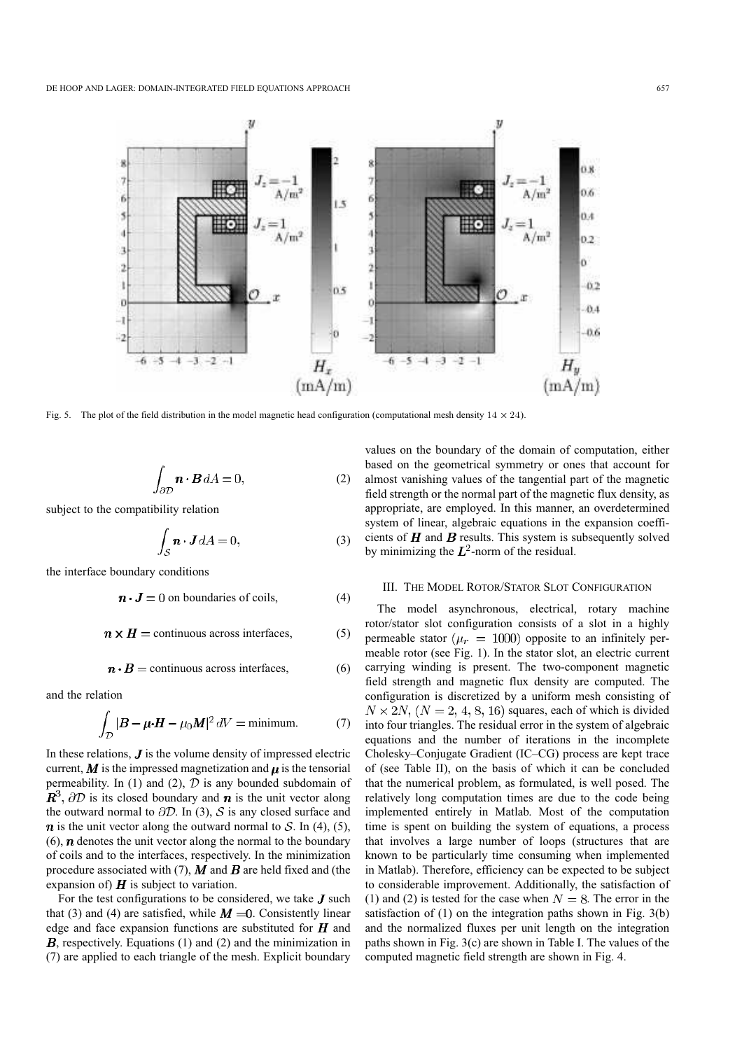Fig. 5. The plot of the field distribution in the model magnetic head configuration (computational mesh density $14 \times 24$).

$$\int_{\partial\mathcal{D}} \boldsymbol{n} \cdot \boldsymbol{B} \, dA = 0, \tag{2}$$

subject to the compatibility relation

$$\int_{\mathcal{S}} \boldsymbol{n} \cdot \boldsymbol{J} \, dA = 0, \tag{3}$$

the interface boundary conditions

$$\boldsymbol{n} \cdot \boldsymbol{J} = 0 \text{ on boundaries of coils,} \tag{4}$$

$$\boldsymbol{n} \times \boldsymbol{H} = \text{continuous across interfaces,} \tag{5}$$

$$\boldsymbol{n} \cdot \boldsymbol{B} = \text{continuous across interfaces,} \tag{6}$$

and the relation

$$\int_{\mathcal{D}} |\boldsymbol{B} - \boldsymbol{\mu} \cdot \boldsymbol{H} - \mu_0 \boldsymbol{M}|^2 \, dV = \text{minimum.} \tag{7}$$

In these relations, $\boldsymbol{J}$ is the volume density of impressed electric current, $\boldsymbol{M}$ is the impressed magnetization and $\boldsymbol{\mu}$ is the tensorial permeability. In (1) and (2), $\mathcal{D}$ is any bounded subdomain of $\boldsymbol{R}^3$, $\partial\mathcal{D}$ is its closed boundary and $\boldsymbol{n}$ is the unit vector along the outward normal to $\partial\mathcal{D}$. In (3), $\mathcal{S}$ is any closed surface and $\boldsymbol{n}$ is the unit vector along the outward normal to $\mathcal{S}$. In (4), (5), (6), $\boldsymbol{n}$ denotes the unit vector along the normal to the boundary of coils and to the interfaces, respectively. In the minimization procedure associated with (7), $\boldsymbol{M}$ and $\boldsymbol{B}$ are held fixed and (the expansion of) $\boldsymbol{H}$ is subject to variation.

For the test configurations to be considered, we take $\boldsymbol{J}$ such that (3) and (4) are satisfied, while $\boldsymbol{M} = 0$. Consistently linear edge and face expansion functions are substituted for $\boldsymbol{H}$ and $\boldsymbol{B}$, respectively. Equations (1) and (2) and the minimization in (7) are applied to each triangle of the mesh. Explicit boundary values on the boundary of the domain of computation, either based on the geometrical symmetry or ones that account for almost vanishing values of the tangential part of the magnetic field strength or the normal part of the magnetic flux density, as appropriate, are employed. In this manner, an overdetermined system of linear, algebraic equations in the expansion coefficients of $\boldsymbol{H}$ and $\boldsymbol{B}$ results. This system is subsequently solved by minimizing the $\boldsymbol{L}^2$-norm of the residual.

## III. The Model Rotor/Stator Slot Configuration

The model asynchronous, electrical, rotary machine rotor/stator slot configuration consists of a slot in a highly permeable stator ($\mu_r = 1000$) opposite to an infinitely permeable rotor (see Fig. 1). In the stator slot, an electric current carrying winding is present. The two-component magnetic field strength and magnetic flux density are computed. The configuration is discretized by a uniform mesh consisting of $N \times 2N$, ($N = 2, 4, 8, 16$) squares, each of which is divided into four triangles. The residual error in the system of algebraic equations and the number of iterations in the incomplete Cholesky–Conjugate Gradient (IC–CG) process are kept trace of (see Table II), on the basis of which it can be concluded that the numerical problem, as formulated, is well posed. The relatively long computation times are due to the code being implemented entirely in Matlab. Most of the computation time is spent on building the system of equations, a process that involves a large number of loops (structures that are known to be particularly time consuming when implemented in Matlab). Therefore, efficiency can be expected to be subject to considerable improvement. Additionally, the satisfaction of (1) and (2) is tested for the case when $N = 8$. The error in the satisfaction of (1) on the integration paths shown in Fig. 3(b) and the normalized fluxes per unit length on the integration paths shown in Fig. 3(c) are shown in Table I. The values of the computed magnetic field strength are shown in Fig. 4.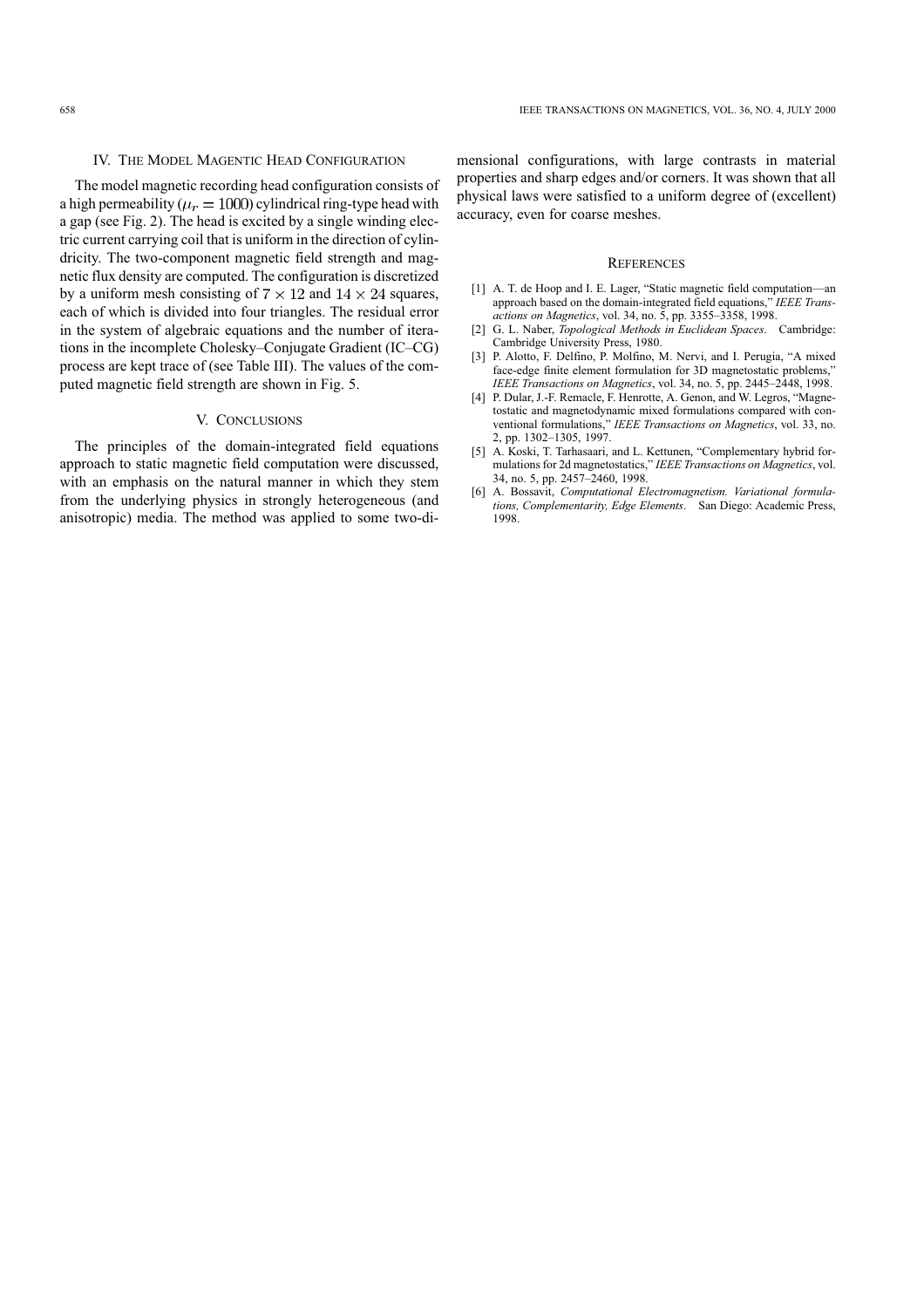## IV. The Model Magentic Head Configuration

The model magnetic recording head configuration consists of a high permeability ($\mu_r = 1000$) cylindrical ring-type head with a gap (see Fig. 2). The head is excited by a single winding electric current carrying coil that is uniform in the direction of cylindricity. The two-component magnetic field strength and magnetic flux density are computed. The configuration is discretized by a uniform mesh consisting of $7 \times 12$ and $14 \times 24$ squares, each of which is divided into four triangles. The residual error in the system of algebraic equations and the number of iterations in the incomplete Cholesky–Conjugate Gradient (IC–CG) process are kept trace of (see Table III). The values of the computed magnetic field strength are shown in Fig. 5.

## V. Conclusions

The principles of the domain-integrated field equations approach to static magnetic field computation were discussed, with an emphasis on the natural manner in which they stem from the underlying physics in strongly heterogeneous (and anisotropic) media. The method was applied to some two-dimensional configurations, with large contrasts in material properties and sharp edges and/or corners. It was shown that all physical laws were satisfied to a uniform degree of (excellent) accuracy, even for coarse meshes.

## References

[1] A. T. de Hoop and I. E. Lager, "Static magnetic field computation—an approach based on the domain-integrated field equations," *IEEE Transactions on Magnetics*, vol. 34, no. 5, pp. 3355–3358, 1998.

[2] G. L. Naber, *Topological Methods in Euclidean Spaces*. Cambridge: Cambridge University Press, 1980.

[3] P. Alotto, F. Delfino, P. Molfino, M. Nervi, and I. Perugia, "A mixed face-edge finite element formulation for 3D magnetostatic problems," *IEEE Transactions on Magnetics*, vol. 34, no. 5, pp. 2445–2448, 1998.

[4] P. Dular, J.-F. Remacle, F. Henrotte, A. Genon, and W. Legros, "Magnetostatic and magnetodynamic mixed formulations compared with conventional formulations," *IEEE Transactions on Magnetics*, vol. 33, no. 2, pp. 1302–1305, 1997.

[5] A. Koski, T. Tarhasaari, and L. Kettunen, "Complementary hybrid formulations for 2d magnetostatics," *IEEE Transactions on Magnetics*, vol. 34, no. 5, pp. 2457–2460, 1998.

[6] A. Bossavit, *Computational Electromagnetism. Variational formulations, Complementarity, Edge Elements*. San Diego: Academic Press, 1998.